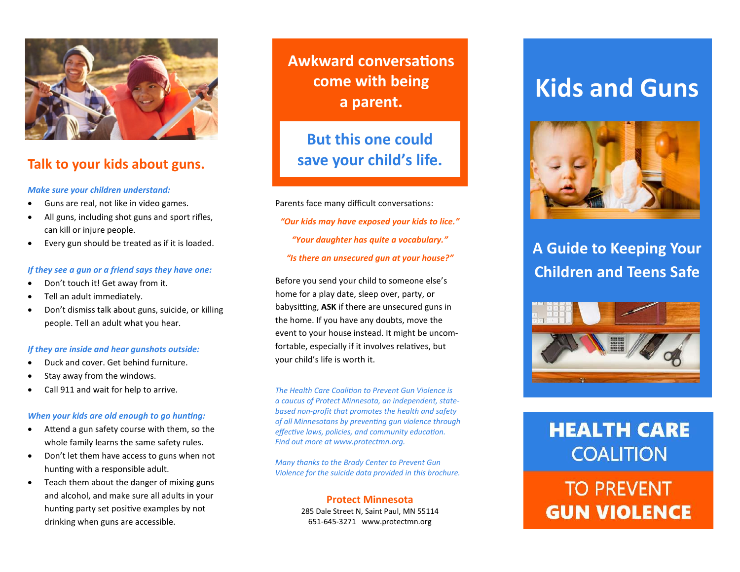## Talk to your kids about guns.

***Make sure your children understand:***

- Guns are real, not like in video games.
- All guns, including shot guns and sport rifles, can kill or injure people.
- Every gun should be treated as if it is loaded.

***If they see a gun or a friend says they have one:***

- Don't touch it! Get away from it.
- Tell an adult immediately.
- Don't dismiss talk about guns, suicide, or killing people. Tell an adult what you hear.

***If they are inside and hear gunshots outside:***

- Duck and cover. Get behind furniture.
- Stay away from the windows.
- Call 911 and wait for help to arrive.

***When your kids are old enough to go hunting:***

- Attend a gun safety course with them, so the whole family learns the same safety rules.
- Don't let them have access to guns when not hunting with a responsible adult.
- Teach them about the danger of mixing guns and alcohol, and make sure all adults in your hunting party set positive examples by not drinking when guns are accessible.

## Awkward conversations come with being a parent.

## But this one could save your child's life.

Parents face many difficult conversations:

*"Our kids may have exposed your kids to lice."*

*"Your daughter has quite a vocabulary."*

*"Is there an unsecured gun at your house?"*

Before you send your child to someone else's home for a play date, sleep over, party, or babysitting, **ASK** if there are unsecured guns in the home. If you have any doubts, move the event to your house instead. It might be uncomfortable, especially if it involves relatives, but your child's life is worth it.

*The Health Care Coalition to Prevent Gun Violence is a caucus of Protect Minnesota, an independent, state-based non-profit that promotes the health and safety of all Minnesotans by preventing gun violence through effective laws, policies, and community education. Find out more at www.protectmn.org.*

*Many thanks to the Brady Center to Prevent Gun Violence for the suicide data provided in this brochure.*

**Protect Minnesota**
285 Dale Street N, Saint Paul, MN 55114
651-645-3271 www.protectmn.org

# Kids and Guns

## A Guide to Keeping Your Children and Teens Safe

**HEALTH CARE**
COALITION
TO PREVENT
**GUN VIOLENCE**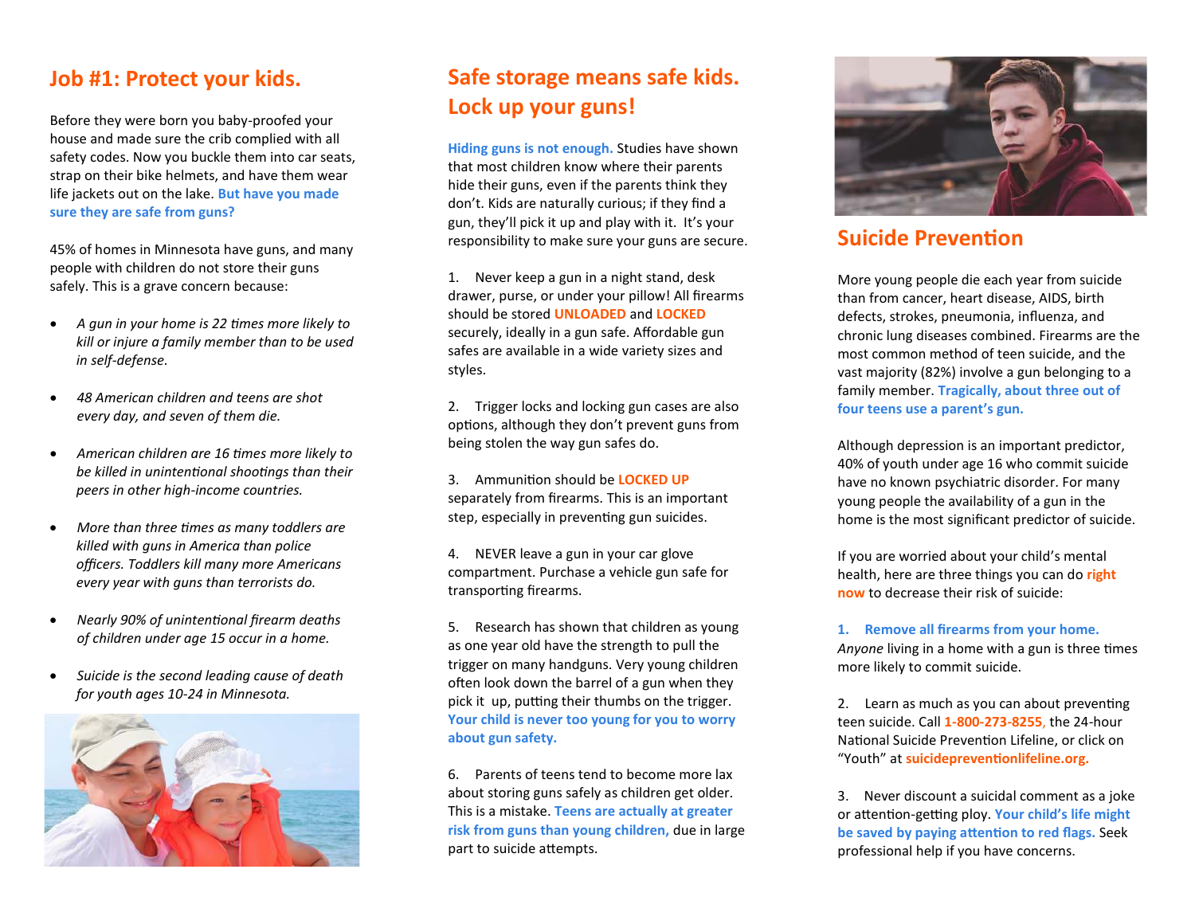## Job #1: Protect your kids.

Before they were born you baby-proofed your house and made sure the crib complied with all safety codes. Now you buckle them into car seats, strap on their bike helmets, and have them wear life jackets out on the lake. **But have you made sure they are safe from guns?**

45% of homes in Minnesota have guns, and many people with children do not store their guns safely. This is a grave concern because:

- *A gun in your home is 22 times more likely to kill or injure a family member than to be used in self-defense.*
- *48 American children and teens are shot every day, and seven of them die.*
- *American children are 16 times more likely to be killed in unintentional shootings than their peers in other high-income countries.*
- *More than three times as many toddlers are killed with guns in America than police officers. Toddlers kill many more Americans every year with guns than terrorists do.*
- *Nearly 90% of unintentional firearm deaths of children under age 15 occur in a home.*
- *Suicide is the second leading cause of death for youth ages 10-24 in Minnesota.*

## Safe storage means safe kids. Lock up your guns!

**Hiding guns is not enough.** Studies have shown that most children know where their parents hide their guns, even if the parents think they don't. Kids are naturally curious; if they find a gun, they'll pick it up and play with it. It's your responsibility to make sure your guns are secure.

1. Never keep a gun in a night stand, desk drawer, purse, or under your pillow! All firearms should be stored **UNLOADED** and **LOCKED** securely, ideally in a gun safe. Affordable gun safes are available in a wide variety sizes and styles.

2. Trigger locks and locking gun cases are also options, although they don't prevent guns from being stolen the way gun safes do.

3. Ammunition should be **LOCKED UP** separately from firearms. This is an important step, especially in preventing gun suicides.

4. NEVER leave a gun in your car glove compartment. Purchase a vehicle gun safe for transporting firearms.

5. Research has shown that children as young as one year old have the strength to pull the trigger on many handguns. Very young children often look down the barrel of a gun when they pick it up, putting their thumbs on the trigger. **Your child is never too young for you to worry about gun safety.**

6. Parents of teens tend to become more lax about storing guns safely as children get older. This is a mistake. **Teens are actually at greater risk from guns than young children,** due in large part to suicide attempts.

## Suicide Prevention

More young people die each year from suicide than from cancer, heart disease, AIDS, birth defects, strokes, pneumonia, influenza, and chronic lung diseases combined. Firearms are the most common method of teen suicide, and the vast majority (82%) involve a gun belonging to a family member. **Tragically, about three out of four teens use a parent's gun.**

Although depression is an important predictor, 40% of youth under age 16 who commit suicide have no known psychiatric disorder. For many young people the availability of a gun in the home is the most significant predictor of suicide.

If you are worried about your child's mental health, here are three things you can do **right now** to decrease their risk of suicide:

1. **Remove all firearms from your home.** *Anyone* living in a home with a gun is three times more likely to commit suicide.

2. Learn as much as you can about preventing teen suicide. Call **1-800-273-8255**, the 24-hour National Suicide Prevention Lifeline, or click on "Youth" at **suicidepreventionlifeline.org.**

3. Never discount a suicidal comment as a joke or attention-getting ploy. **Your child's life might be saved by paying attention to red flags.** Seek professional help if you have concerns.